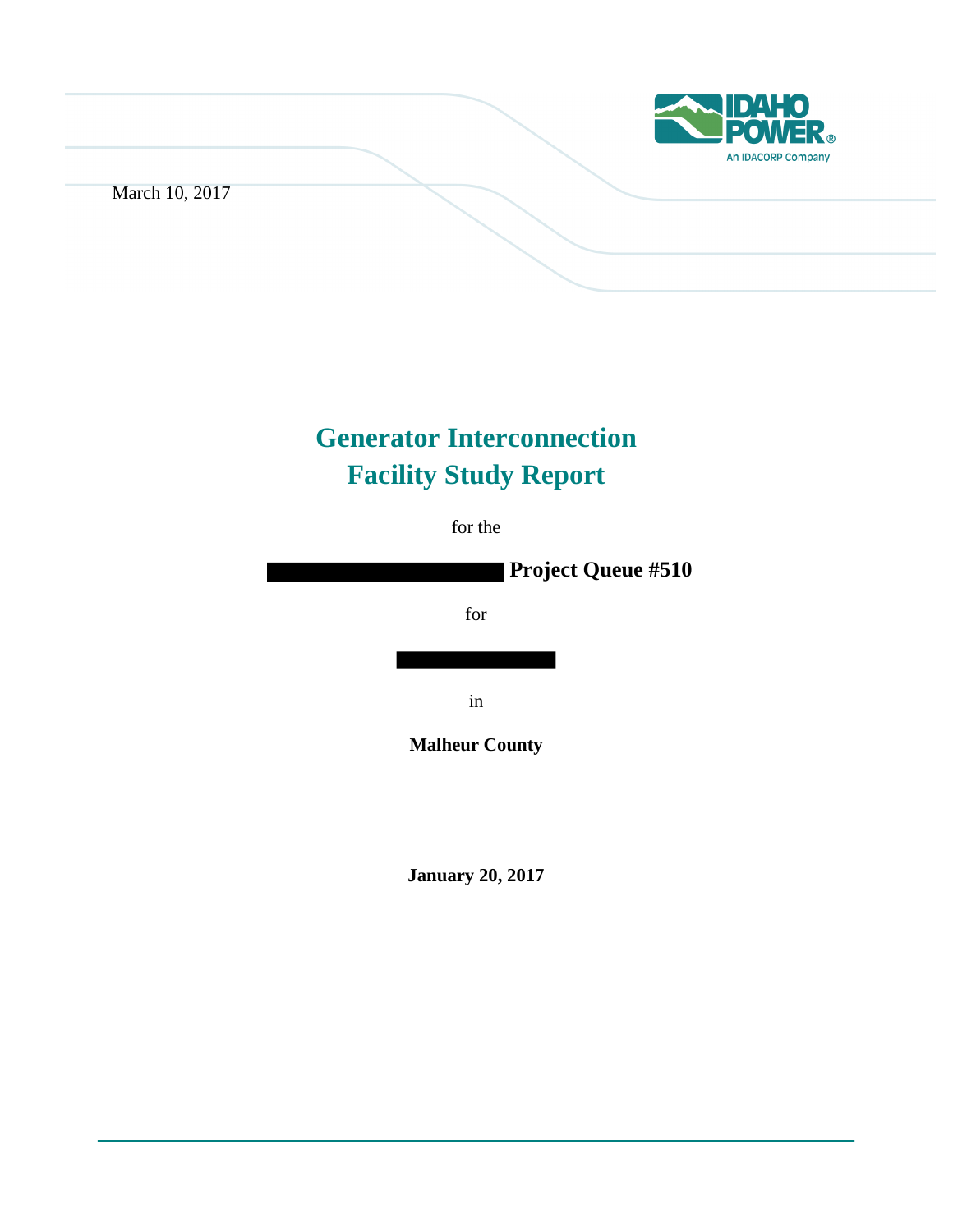March 10, 2017

# Generator Interconnection Facility Study Report

for the

**Project Queue #510**

for

in

**Malheur County**

**January 20, 2017**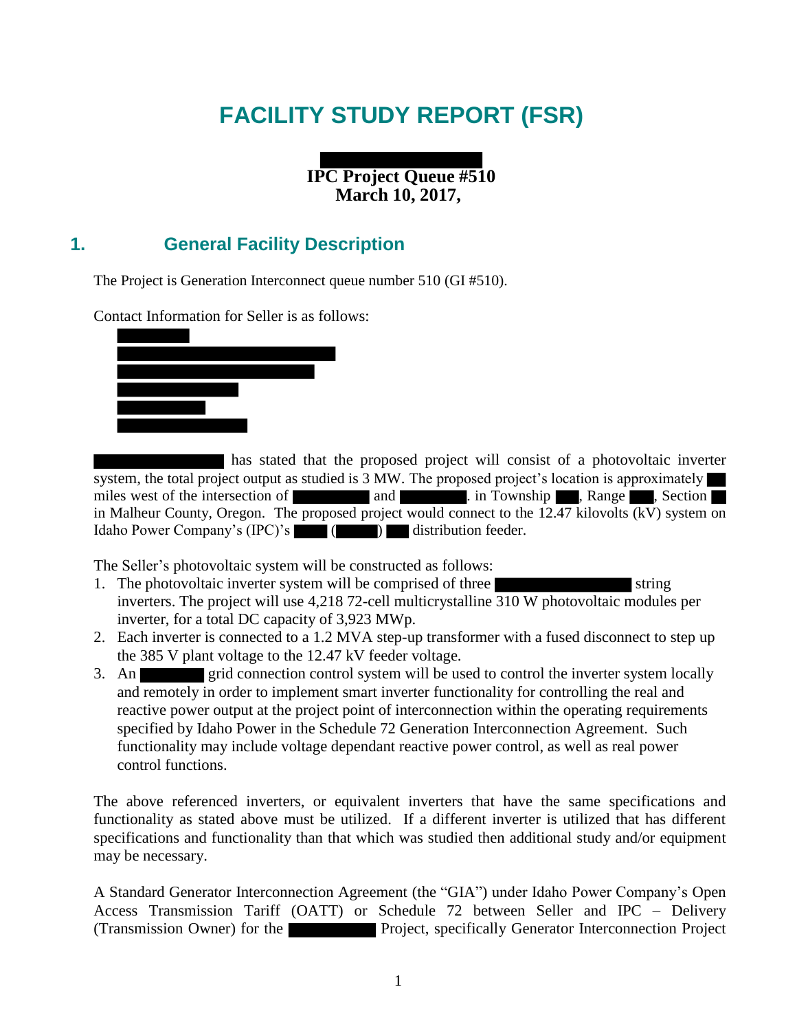# FACILITY STUDY REPORT (FSR)

**IPC Project Queue #510**
**March 10, 2017,**

## 1. General Facility Description

The Project is Generation Interconnect queue number 510 (GI #510).

Contact Information for Seller is as follows:

has stated that the proposed project will consist of a photovoltaic inverter system, the total project output as studied is 3 MW. The proposed project's location is approximately miles west of the intersection of and . in Township , Range , Section in Malheur County, Oregon. The proposed project would connect to the 12.47 kilovolts (kV) system on Idaho Power Company's (IPC)'s ( ) distribution feeder.

The Seller's photovoltaic system will be constructed as follows:

1. The photovoltaic inverter system will be comprised of three string inverters. The project will use 4,218 72-cell multicrystalline 310 W photovoltaic modules per inverter, for a total DC capacity of 3,923 MWp.
2. Each inverter is connected to a 1.2 MVA step-up transformer with a fused disconnect to step up the 385 V plant voltage to the 12.47 kV feeder voltage.
3. An grid connection control system will be used to control the inverter system locally and remotely in order to implement smart inverter functionality for controlling the real and reactive power output at the project point of interconnection within the operating requirements specified by Idaho Power in the Schedule 72 Generation Interconnection Agreement. Such functionality may include voltage dependant reactive power control, as well as real power control functions.

The above referenced inverters, or equivalent inverters that have the same specifications and functionality as stated above must be utilized. If a different inverter is utilized that has different specifications and functionality than that which was studied then additional study and/or equipment may be necessary.

A Standard Generator Interconnection Agreement (the "GIA") under Idaho Power Company's Open Access Transmission Tariff (OATT) or Schedule 72 between Seller and IPC – Delivery (Transmission Owner) for the Project, specifically Generator Interconnection Project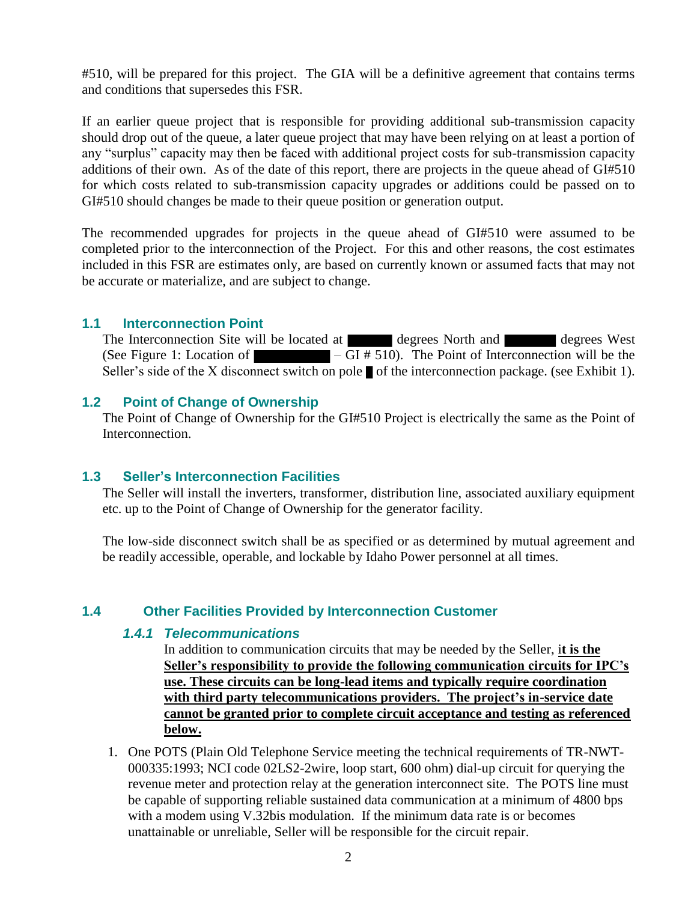#510, will be prepared for this project. The GIA will be a definitive agreement that contains terms and conditions that supersedes this FSR.

If an earlier queue project that is responsible for providing additional sub-transmission capacity should drop out of the queue, a later queue project that may have been relying on at least a portion of any "surplus" capacity may then be faced with additional project costs for sub-transmission capacity additions of their own. As of the date of this report, there are projects in the queue ahead of GI#510 for which costs related to sub-transmission capacity upgrades or additions could be passed on to GI#510 should changes be made to their queue position or generation output.

The recommended upgrades for projects in the queue ahead of GI#510 were assumed to be completed prior to the interconnection of the Project. For this and other reasons, the cost estimates included in this FSR are estimates only, are based on currently known or assumed facts that may not be accurate or materialize, and are subject to change.

## 1.1 Interconnection Point

The Interconnection Site will be located at ████ degrees North and █████ degrees West (See Figure 1: Location of ████████ – GI # 510). The Point of Interconnection will be the Seller's side of the X disconnect switch on pole █ of the interconnection package. (see Exhibit 1).

## 1.2 Point of Change of Ownership

The Point of Change of Ownership for the GI#510 Project is electrically the same as the Point of Interconnection.

## 1.3 Seller's Interconnection Facilities

The Seller will install the inverters, transformer, distribution line, associated auxiliary equipment etc. up to the Point of Change of Ownership for the generator facility.

The low-side disconnect switch shall be as specified or as determined by mutual agreement and be readily accessible, operable, and lockable by Idaho Power personnel at all times.

## 1.4 Other Facilities Provided by Interconnection Customer

### *1.4.1 Telecommunications*

In addition to communication circuits that may be needed by the Seller, i**<u>t is the Seller's responsibility to provide the following communication circuits for IPC's use. These circuits can be long-lead items and typically require coordination with third party telecommunications providers. The project's in-service date cannot be granted prior to complete circuit acceptance and testing as referenced below.</u>**

1. One POTS (Plain Old Telephone Service meeting the technical requirements of TR-NWT-000335:1993; NCI code 02LS2-2wire, loop start, 600 ohm) dial-up circuit for querying the revenue meter and protection relay at the generation interconnect site. The POTS line must be capable of supporting reliable sustained data communication at a minimum of 4800 bps with a modem using V.32bis modulation. If the minimum data rate is or becomes unattainable or unreliable, Seller will be responsible for the circuit repair.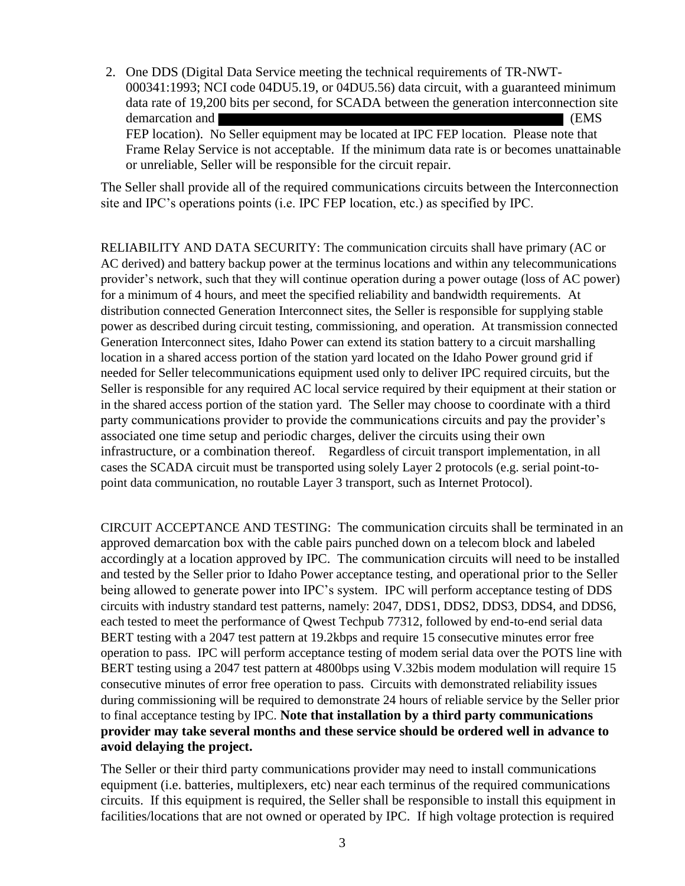2. One DDS (Digital Data Service meeting the technical requirements of TR-NWT-000341:1993; NCI code 04DU5.19, or 04DU5.56) data circuit, with a guaranteed minimum data rate of 19,200 bits per second, for SCADA between the generation interconnection site demarcation and ████████████████████████████████ (EMS FEP location). No Seller equipment may be located at IPC FEP location. Please note that Frame Relay Service is not acceptable. If the minimum data rate is or becomes unattainable or unreliable, Seller will be responsible for the circuit repair.

The Seller shall provide all of the required communications circuits between the Interconnection site and IPC's operations points (i.e. IPC FEP location, etc.) as specified by IPC.

RELIABILITY AND DATA SECURITY: The communication circuits shall have primary (AC or AC derived) and battery backup power at the terminus locations and within any telecommunications provider's network, such that they will continue operation during a power outage (loss of AC power) for a minimum of 4 hours, and meet the specified reliability and bandwidth requirements. At distribution connected Generation Interconnect sites, the Seller is responsible for supplying stable power as described during circuit testing, commissioning, and operation. At transmission connected Generation Interconnect sites, Idaho Power can extend its station battery to a circuit marshalling location in a shared access portion of the station yard located on the Idaho Power ground grid if needed for Seller telecommunications equipment used only to deliver IPC required circuits, but the Seller is responsible for any required AC local service required by their equipment at their station or in the shared access portion of the station yard. The Seller may choose to coordinate with a third party communications provider to provide the communications circuits and pay the provider's associated one time setup and periodic charges, deliver the circuits using their own infrastructure, or a combination thereof. Regardless of circuit transport implementation, in all cases the SCADA circuit must be transported using solely Layer 2 protocols (e.g. serial point-to-point data communication, no routable Layer 3 transport, such as Internet Protocol).

CIRCUIT ACCEPTANCE AND TESTING: The communication circuits shall be terminated in an approved demarcation box with the cable pairs punched down on a telecom block and labeled accordingly at a location approved by IPC. The communication circuits will need to be installed and tested by the Seller prior to Idaho Power acceptance testing, and operational prior to the Seller being allowed to generate power into IPC's system. IPC will perform acceptance testing of DDS circuits with industry standard test patterns, namely: 2047, DDS1, DDS2, DDS3, DDS4, and DDS6, each tested to meet the performance of Qwest Techpub 77312, followed by end-to-end serial data BERT testing with a 2047 test pattern at 19.2kbps and require 15 consecutive minutes error free operation to pass. IPC will perform acceptance testing of modem serial data over the POTS line with BERT testing using a 2047 test pattern at 4800bps using V.32bis modem modulation will require 15 consecutive minutes of error free operation to pass. Circuits with demonstrated reliability issues during commissioning will be required to demonstrate 24 hours of reliable service by the Seller prior to final acceptance testing by IPC. **Note that installation by a third party communications provider may take several months and these service should be ordered well in advance to avoid delaying the project.**

The Seller or their third party communications provider may need to install communications equipment (i.e. batteries, multiplexers, etc) near each terminus of the required communications circuits. If this equipment is required, the Seller shall be responsible to install this equipment in facilities/locations that are not owned or operated by IPC. If high voltage protection is required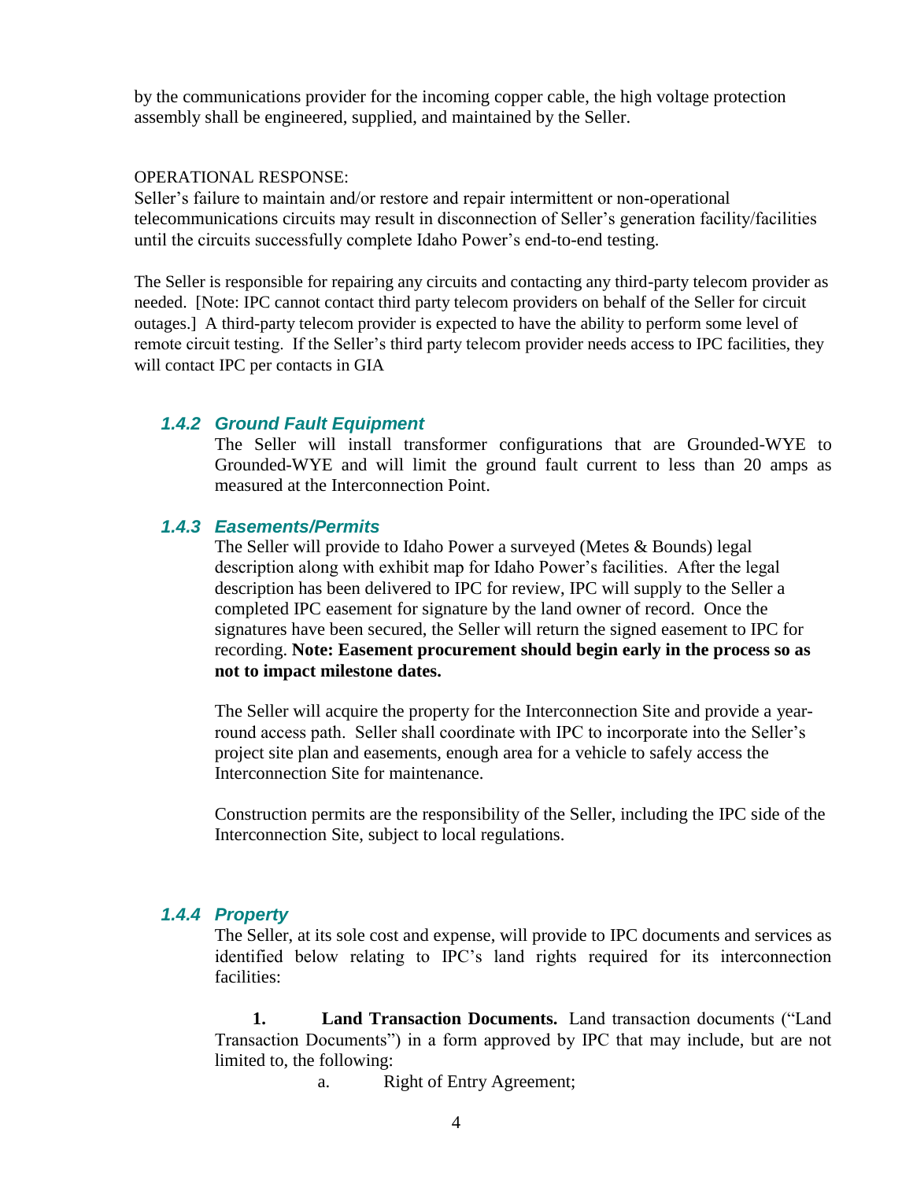by the communications provider for the incoming copper cable, the high voltage protection assembly shall be engineered, supplied, and maintained by the Seller.

OPERATIONAL RESPONSE:
Seller's failure to maintain and/or restore and repair intermittent or non-operational telecommunications circuits may result in disconnection of Seller's generation facility/facilities until the circuits successfully complete Idaho Power's end-to-end testing.

The Seller is responsible for repairing any circuits and contacting any third-party telecom provider as needed. [Note: IPC cannot contact third party telecom providers on behalf of the Seller for circuit outages.] A third-party telecom provider is expected to have the ability to perform some level of remote circuit testing. If the Seller's third party telecom provider needs access to IPC facilities, they will contact IPC per contacts in GIA

### *1.4.2 Ground Fault Equipment*

The Seller will install transformer configurations that are Grounded-WYE to Grounded-WYE and will limit the ground fault current to less than 20 amps as measured at the Interconnection Point.

### *1.4.3 Easements/Permits*

The Seller will provide to Idaho Power a surveyed (Metes & Bounds) legal description along with exhibit map for Idaho Power's facilities. After the legal description has been delivered to IPC for review, IPC will supply to the Seller a completed IPC easement for signature by the land owner of record. Once the signatures have been secured, the Seller will return the signed easement to IPC for recording. **Note: Easement procurement should begin early in the process so as not to impact milestone dates.**

The Seller will acquire the property for the Interconnection Site and provide a year-round access path. Seller shall coordinate with IPC to incorporate into the Seller's project site plan and easements, enough area for a vehicle to safely access the Interconnection Site for maintenance.

Construction permits are the responsibility of the Seller, including the IPC side of the Interconnection Site, subject to local regulations.

### *1.4.4 Property*

The Seller, at its sole cost and expense, will provide to IPC documents and services as identified below relating to IPC's land rights required for its interconnection facilities:

**1. Land Transaction Documents.** Land transaction documents ("Land Transaction Documents") in a form approved by IPC that may include, but are not limited to, the following:

a. Right of Entry Agreement;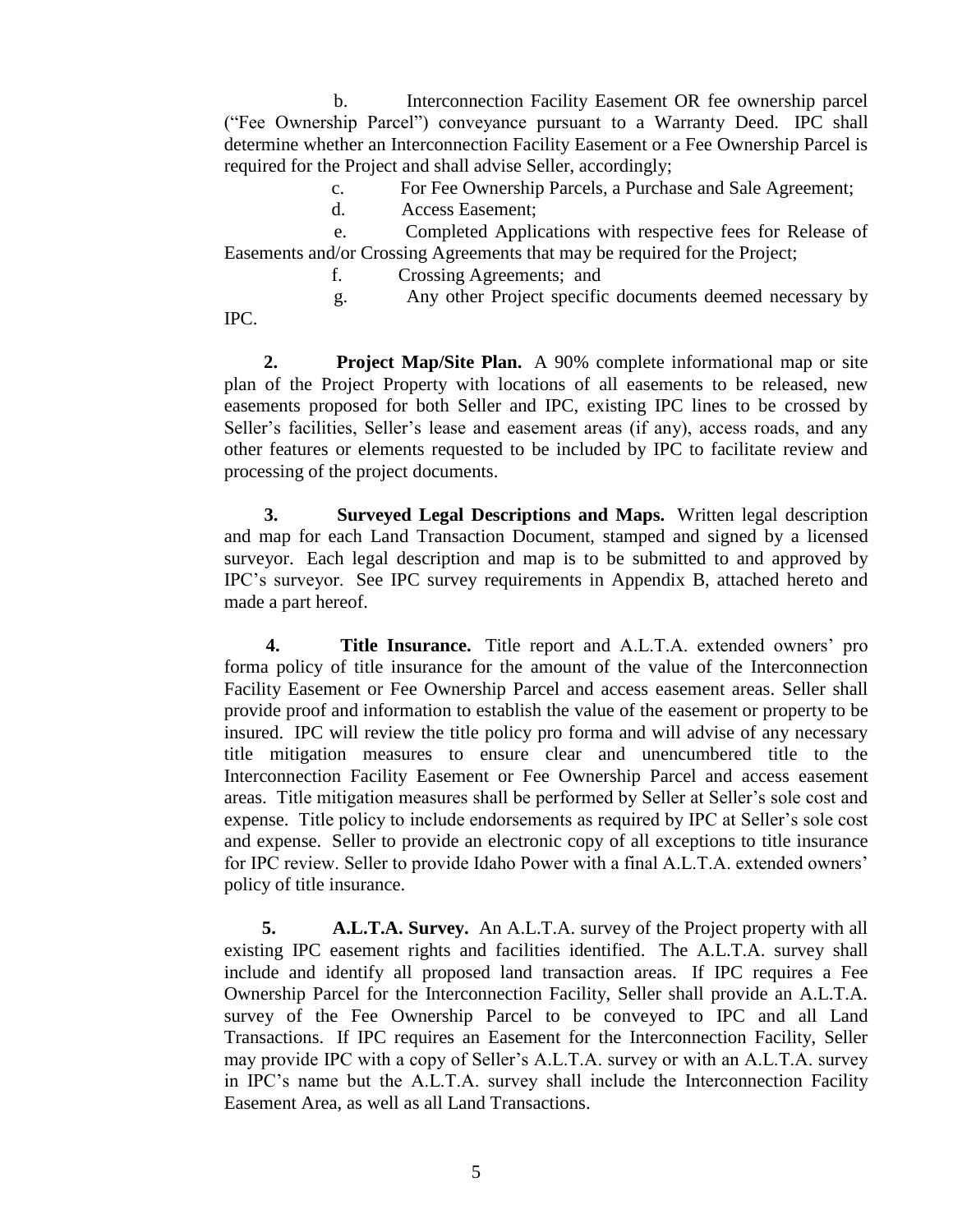b. Interconnection Facility Easement OR fee ownership parcel ("Fee Ownership Parcel") conveyance pursuant to a Warranty Deed. IPC shall determine whether an Interconnection Facility Easement or a Fee Ownership Parcel is required for the Project and shall advise Seller, accordingly;

c. For Fee Ownership Parcels, a Purchase and Sale Agreement;

d. Access Easement;

e. Completed Applications with respective fees for Release of Easements and/or Crossing Agreements that may be required for the Project;

f. Crossing Agreements; and

g. Any other Project specific documents deemed necessary by IPC.

**2. Project Map/Site Plan.** A 90% complete informational map or site plan of the Project Property with locations of all easements to be released, new easements proposed for both Seller and IPC, existing IPC lines to be crossed by Seller's facilities, Seller's lease and easement areas (if any), access roads, and any other features or elements requested to be included by IPC to facilitate review and processing of the project documents.

**3. Surveyed Legal Descriptions and Maps.** Written legal description and map for each Land Transaction Document, stamped and signed by a licensed surveyor. Each legal description and map is to be submitted to and approved by IPC's surveyor. See IPC survey requirements in Appendix B, attached hereto and made a part hereof.

**4. Title Insurance.** Title report and A.L.T.A. extended owners' pro forma policy of title insurance for the amount of the value of the Interconnection Facility Easement or Fee Ownership Parcel and access easement areas. Seller shall provide proof and information to establish the value of the easement or property to be insured. IPC will review the title policy pro forma and will advise of any necessary title mitigation measures to ensure clear and unencumbered title to the Interconnection Facility Easement or Fee Ownership Parcel and access easement areas. Title mitigation measures shall be performed by Seller at Seller's sole cost and expense. Title policy to include endorsements as required by IPC at Seller's sole cost and expense. Seller to provide an electronic copy of all exceptions to title insurance for IPC review. Seller to provide Idaho Power with a final A.L.T.A. extended owners' policy of title insurance.

**5. A.L.T.A. Survey.** An A.L.T.A. survey of the Project property with all existing IPC easement rights and facilities identified. The A.L.T.A. survey shall include and identify all proposed land transaction areas. If IPC requires a Fee Ownership Parcel for the Interconnection Facility, Seller shall provide an A.L.T.A. survey of the Fee Ownership Parcel to be conveyed to IPC and all Land Transactions. If IPC requires an Easement for the Interconnection Facility, Seller may provide IPC with a copy of Seller's A.L.T.A. survey or with an A.L.T.A. survey in IPC's name but the A.L.T.A. survey shall include the Interconnection Facility Easement Area, as well as all Land Transactions.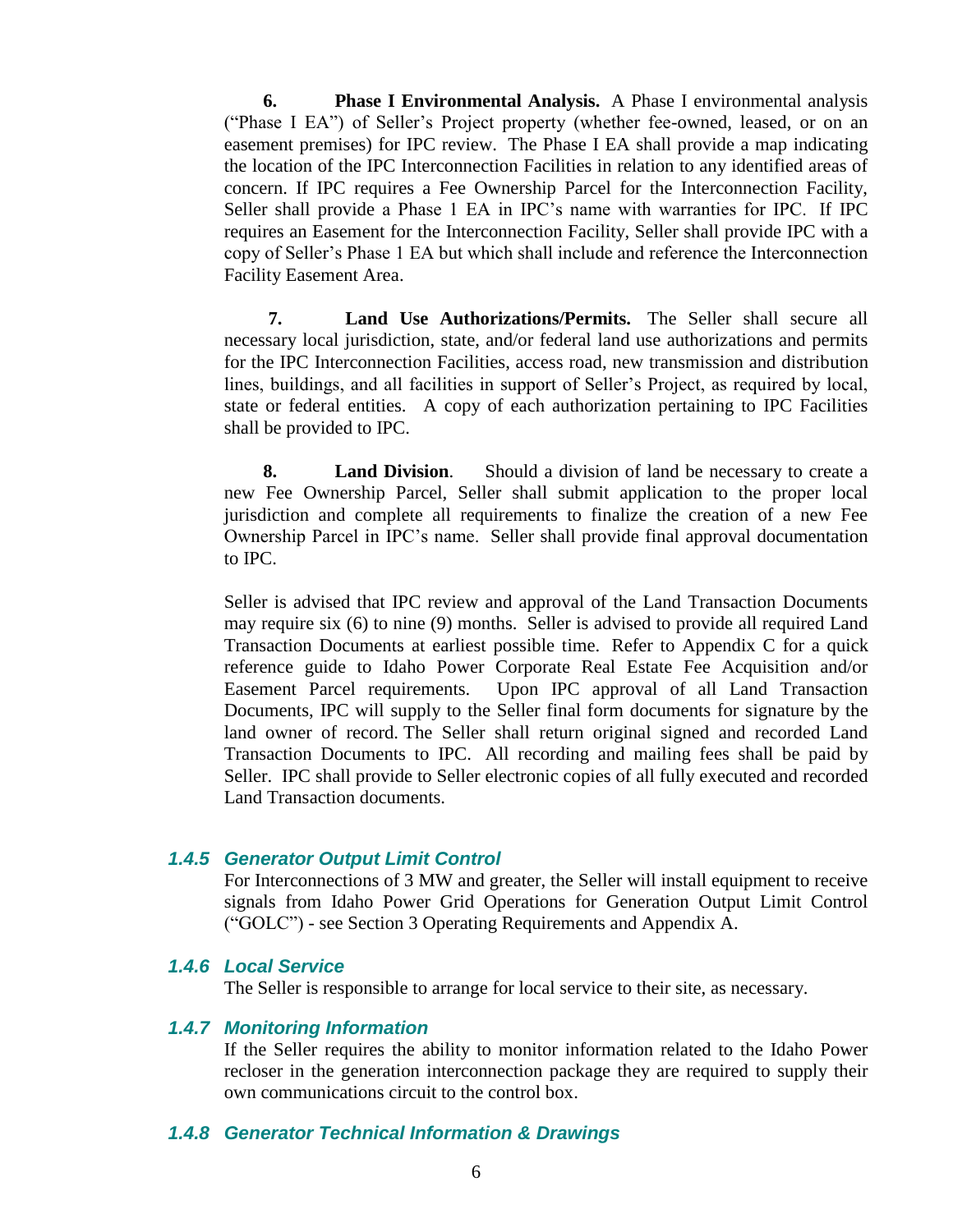**6. Phase I Environmental Analysis.** A Phase I environmental analysis ("Phase I EA") of Seller's Project property (whether fee-owned, leased, or on an easement premises) for IPC review. The Phase I EA shall provide a map indicating the location of the IPC Interconnection Facilities in relation to any identified areas of concern. If IPC requires a Fee Ownership Parcel for the Interconnection Facility, Seller shall provide a Phase 1 EA in IPC's name with warranties for IPC. If IPC requires an Easement for the Interconnection Facility, Seller shall provide IPC with a copy of Seller's Phase 1 EA but which shall include and reference the Interconnection Facility Easement Area.

**7. Land Use Authorizations/Permits.** The Seller shall secure all necessary local jurisdiction, state, and/or federal land use authorizations and permits for the IPC Interconnection Facilities, access road, new transmission and distribution lines, buildings, and all facilities in support of Seller's Project, as required by local, state or federal entities. A copy of each authorization pertaining to IPC Facilities shall be provided to IPC.

**8. Land Division**. Should a division of land be necessary to create a new Fee Ownership Parcel, Seller shall submit application to the proper local jurisdiction and complete all requirements to finalize the creation of a new Fee Ownership Parcel in IPC's name. Seller shall provide final approval documentation to IPC.

Seller is advised that IPC review and approval of the Land Transaction Documents may require six (6) to nine (9) months. Seller is advised to provide all required Land Transaction Documents at earliest possible time. Refer to Appendix C for a quick reference guide to Idaho Power Corporate Real Estate Fee Acquisition and/or Easement Parcel requirements. Upon IPC approval of all Land Transaction Documents, IPC will supply to the Seller final form documents for signature by the land owner of record. The Seller shall return original signed and recorded Land Transaction Documents to IPC. All recording and mailing fees shall be paid by Seller. IPC shall provide to Seller electronic copies of all fully executed and recorded Land Transaction documents.

### *1.4.5 Generator Output Limit Control*

For Interconnections of 3 MW and greater, the Seller will install equipment to receive signals from Idaho Power Grid Operations for Generation Output Limit Control ("GOLC") - see Section 3 Operating Requirements and Appendix A.

### *1.4.6 Local Service*

The Seller is responsible to arrange for local service to their site, as necessary.

### *1.4.7 Monitoring Information*

If the Seller requires the ability to monitor information related to the Idaho Power recloser in the generation interconnection package they are required to supply their own communications circuit to the control box.

### *1.4.8 Generator Technical Information & Drawings*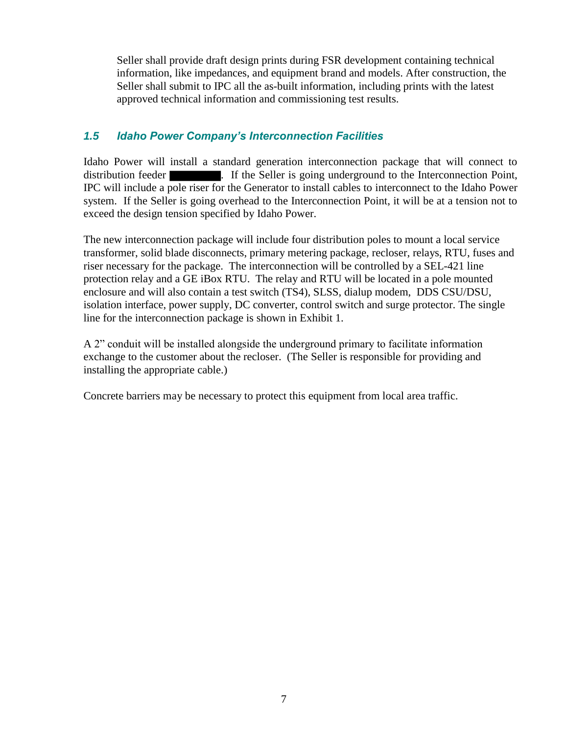Seller shall provide draft design prints during FSR development containing technical information, like impedances, and equipment brand and models. After construction, the Seller shall submit to IPC all the as-built information, including prints with the latest approved technical information and commissioning test results.

### *1.5 Idaho Power Company's Interconnection Facilities*

Idaho Power will install a standard generation interconnection package that will connect to distribution feeder ████████. If the Seller is going underground to the Interconnection Point, IPC will include a pole riser for the Generator to install cables to interconnect to the Idaho Power system. If the Seller is going overhead to the Interconnection Point, it will be at a tension not to exceed the design tension specified by Idaho Power.

The new interconnection package will include four distribution poles to mount a local service transformer, solid blade disconnects, primary metering package, recloser, relays, RTU, fuses and riser necessary for the package. The interconnection will be controlled by a SEL-421 line protection relay and a GE iBox RTU. The relay and RTU will be located in a pole mounted enclosure and will also contain a test switch (TS4), SLSS, dialup modem, DDS CSU/DSU, isolation interface, power supply, DC converter, control switch and surge protector. The single line for the interconnection package is shown in Exhibit 1.

A 2" conduit will be installed alongside the underground primary to facilitate information exchange to the customer about the recloser. (The Seller is responsible for providing and installing the appropriate cable.)

Concrete barriers may be necessary to protect this equipment from local area traffic.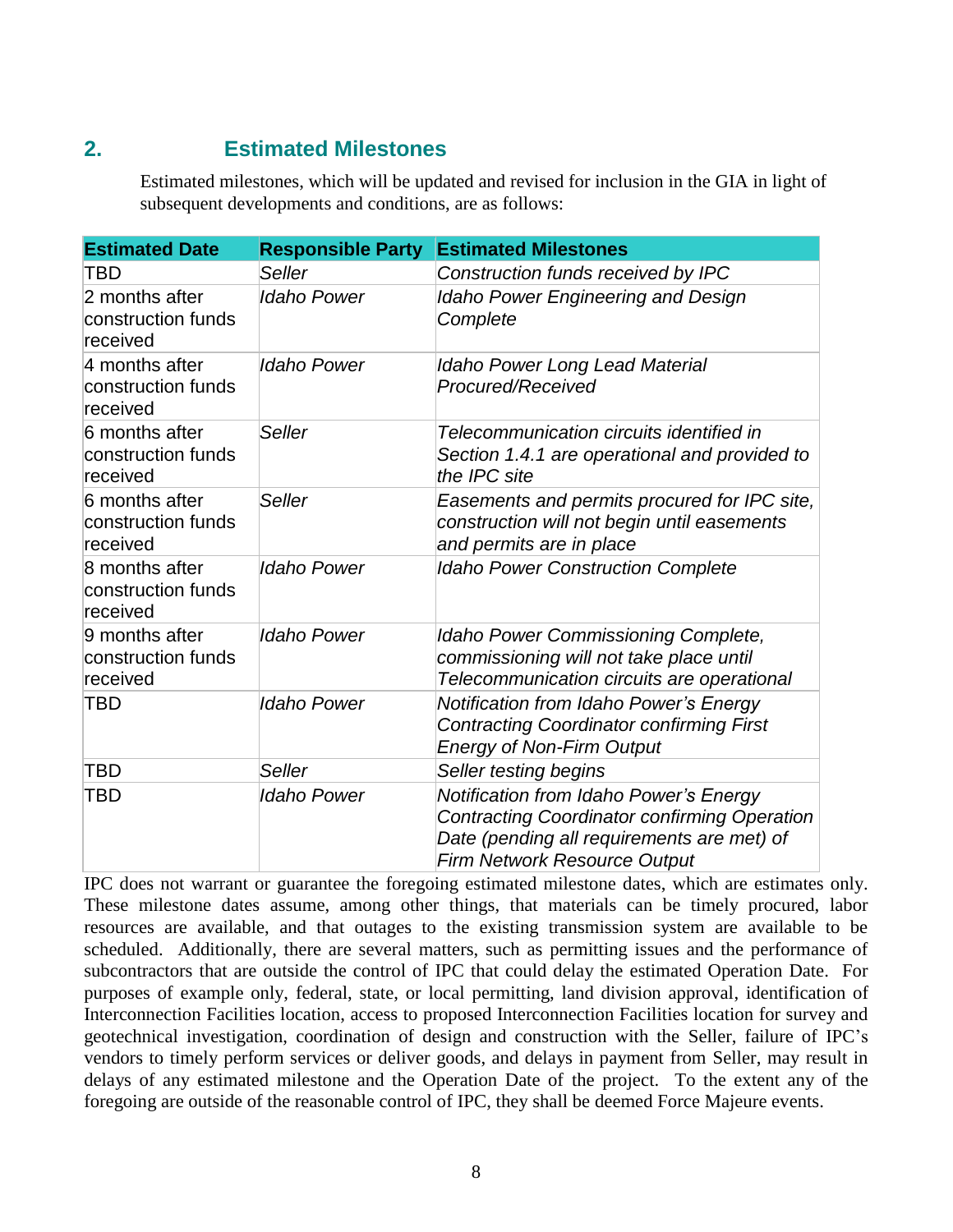## 2. Estimated Milestones

Estimated milestones, which will be updated and revised for inclusion in the GIA in light of subsequent developments and conditions, are as follows:

| Estimated Date | Responsible Party | Estimated Milestones |
|---|---|---|
| TBD | *Seller* | *Construction funds received by IPC* |
| 2 months after construction funds received | *Idaho Power* | *Idaho Power Engineering and Design Complete* |
| 4 months after construction funds received | *Idaho Power* | *Idaho Power Long Lead Material Procured/Received* |
| 6 months after construction funds received | *Seller* | *Telecommunication circuits identified in Section 1.4.1 are operational and provided to the IPC site* |
| 6 months after construction funds received | *Seller* | *Easements and permits procured for IPC site, construction will not begin until easements and permits are in place* |
| 8 months after construction funds received | *Idaho Power* | *Idaho Power Construction Complete* |
| 9 months after construction funds received | *Idaho Power* | *Idaho Power Commissioning Complete, commissioning will not take place until Telecommunication circuits are operational* |
| TBD | *Idaho Power* | *Notification from Idaho Power's Energy Contracting Coordinator confirming First Energy of Non-Firm Output* |
| TBD | *Seller* | *Seller testing begins* |
| TBD | *Idaho Power* | *Notification from Idaho Power's Energy Contracting Coordinator confirming Operation Date (pending all requirements are met) of Firm Network Resource Output* |

IPC does not warrant or guarantee the foregoing estimated milestone dates, which are estimates only. These milestone dates assume, among other things, that materials can be timely procured, labor resources are available, and that outages to the existing transmission system are available to be scheduled. Additionally, there are several matters, such as permitting issues and the performance of subcontractors that are outside the control of IPC that could delay the estimated Operation Date. For purposes of example only, federal, state, or local permitting, land division approval, identification of Interconnection Facilities location, access to proposed Interconnection Facilities location for survey and geotechnical investigation, coordination of design and construction with the Seller, failure of IPC's vendors to timely perform services or deliver goods, and delays in payment from Seller, may result in delays of any estimated milestone and the Operation Date of the project. To the extent any of the foregoing are outside of the reasonable control of IPC, they shall be deemed Force Majeure events.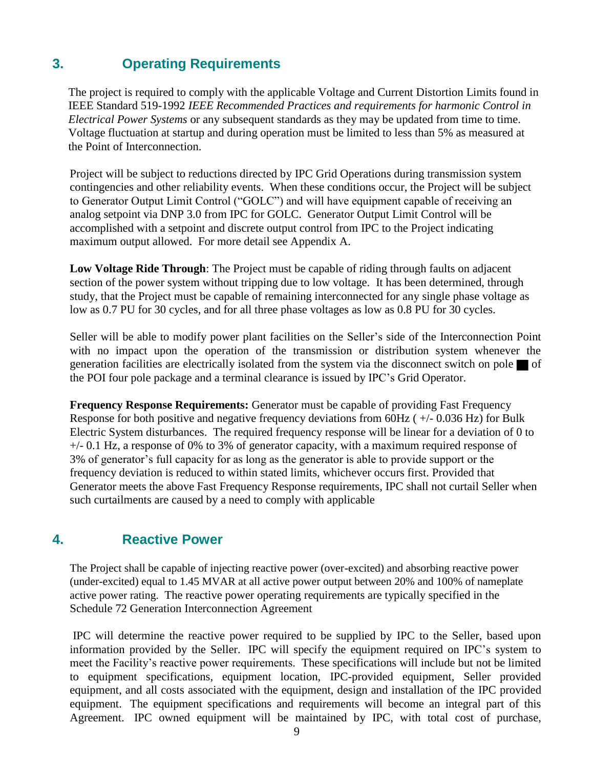## 3. Operating Requirements

The project is required to comply with the applicable Voltage and Current Distortion Limits found in IEEE Standard 519-1992 *IEEE Recommended Practices and requirements for harmonic Control in Electrical Power Systems* or any subsequent standards as they may be updated from time to time. Voltage fluctuation at startup and during operation must be limited to less than 5% as measured at the Point of Interconnection.

Project will be subject to reductions directed by IPC Grid Operations during transmission system contingencies and other reliability events. When these conditions occur, the Project will be subject to Generator Output Limit Control ("GOLC") and will have equipment capable of receiving an analog setpoint via DNP 3.0 from IPC for GOLC. Generator Output Limit Control will be accomplished with a setpoint and discrete output control from IPC to the Project indicating maximum output allowed. For more detail see Appendix A.

**Low Voltage Ride Through**: The Project must be capable of riding through faults on adjacent section of the power system without tripping due to low voltage. It has been determined, through study, that the Project must be capable of remaining interconnected for any single phase voltage as low as 0.7 PU for 30 cycles, and for all three phase voltages as low as 0.8 PU for 30 cycles.

Seller will be able to modify power plant facilities on the Seller's side of the Interconnection Point with no impact upon the operation of the transmission or distribution system whenever the generation facilities are electrically isolated from the system via the disconnect switch on pole ■ of the POI four pole package and a terminal clearance is issued by IPC's Grid Operator.

**Frequency Response Requirements:** Generator must be capable of providing Fast Frequency Response for both positive and negative frequency deviations from 60Hz ( +/- 0.036 Hz) for Bulk Electric System disturbances. The required frequency response will be linear for a deviation of 0 to +/- 0.1 Hz, a response of 0% to 3% of generator capacity, with a maximum required response of 3% of generator's full capacity for as long as the generator is able to provide support or the frequency deviation is reduced to within stated limits, whichever occurs first. Provided that Generator meets the above Fast Frequency Response requirements, IPC shall not curtail Seller when such curtailments are caused by a need to comply with applicable

## 4. Reactive Power

The Project shall be capable of injecting reactive power (over-excited) and absorbing reactive power (under-excited) equal to 1.45 MVAR at all active power output between 20% and 100% of nameplate active power rating. The reactive power operating requirements are typically specified in the Schedule 72 Generation Interconnection Agreement

IPC will determine the reactive power required to be supplied by IPC to the Seller, based upon information provided by the Seller. IPC will specify the equipment required on IPC's system to meet the Facility's reactive power requirements. These specifications will include but not be limited to equipment specifications, equipment location, IPC-provided equipment, Seller provided equipment, and all costs associated with the equipment, design and installation of the IPC provided equipment. The equipment specifications and requirements will become an integral part of this Agreement. IPC owned equipment will be maintained by IPC, with total cost of purchase,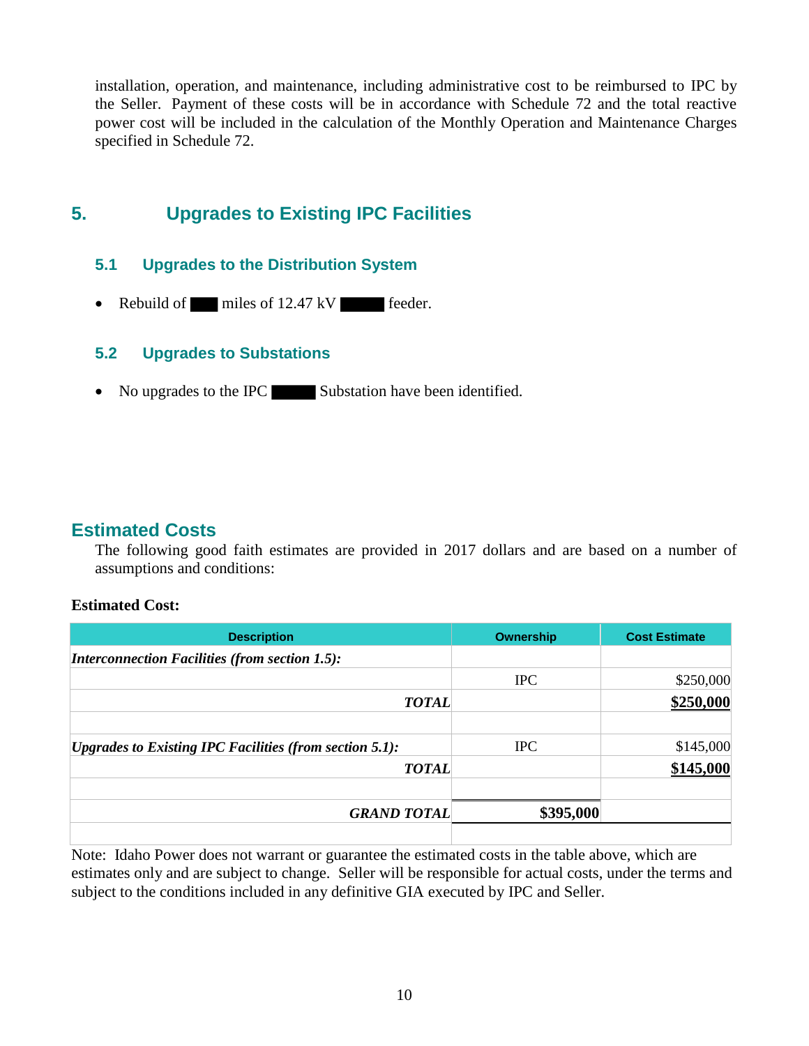installation, operation, and maintenance, including administrative cost to be reimbursed to IPC by the Seller. Payment of these costs will be in accordance with Schedule 72 and the total reactive power cost will be included in the calculation of the Monthly Operation and Maintenance Charges specified in Schedule 72.

## 5. Upgrades to Existing IPC Facilities

### 5.1 Upgrades to the Distribution System

- Rebuild of ███ miles of 12.47 kV █████ feeder.

### 5.2 Upgrades to Substations

- No upgrades to the IPC █████ Substation have been identified.

## Estimated Costs

The following good faith estimates are provided in 2017 dollars and are based on a number of assumptions and conditions:

**Estimated Cost:**

| Description | Ownership | Cost Estimate |
|---|---|---|
| ***Interconnection Facilities (from section 1.5):*** | | |
| | IPC | $250,000 |
| ***TOTAL*** | | **$250,000** |
| | | |
| ***Upgrades to Existing IPC Facilities (from section 5.1):*** | IPC | $145,000 |
| ***TOTAL*** | | **$145,000** |
| | | |
| ***GRAND TOTAL*** | **$395,000** | |
| | | |

Note: Idaho Power does not warrant or guarantee the estimated costs in the table above, which are estimates only and are subject to change. Seller will be responsible for actual costs, under the terms and subject to the conditions included in any definitive GIA executed by IPC and Seller.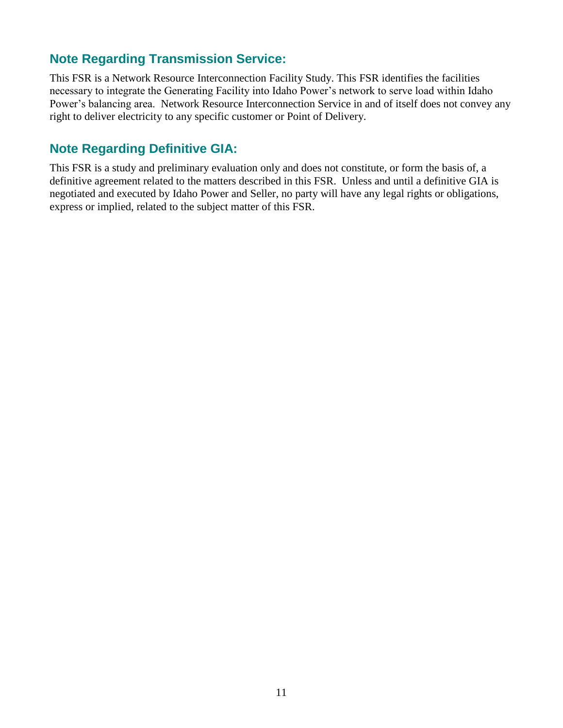## Note Regarding Transmission Service:

This FSR is a Network Resource Interconnection Facility Study. This FSR identifies the facilities necessary to integrate the Generating Facility into Idaho Power's network to serve load within Idaho Power's balancing area. Network Resource Interconnection Service in and of itself does not convey any right to deliver electricity to any specific customer or Point of Delivery.

## Note Regarding Definitive GIA:

This FSR is a study and preliminary evaluation only and does not constitute, or form the basis of, a definitive agreement related to the matters described in this FSR. Unless and until a definitive GIA is negotiated and executed by Idaho Power and Seller, no party will have any legal rights or obligations, express or implied, related to the subject matter of this FSR.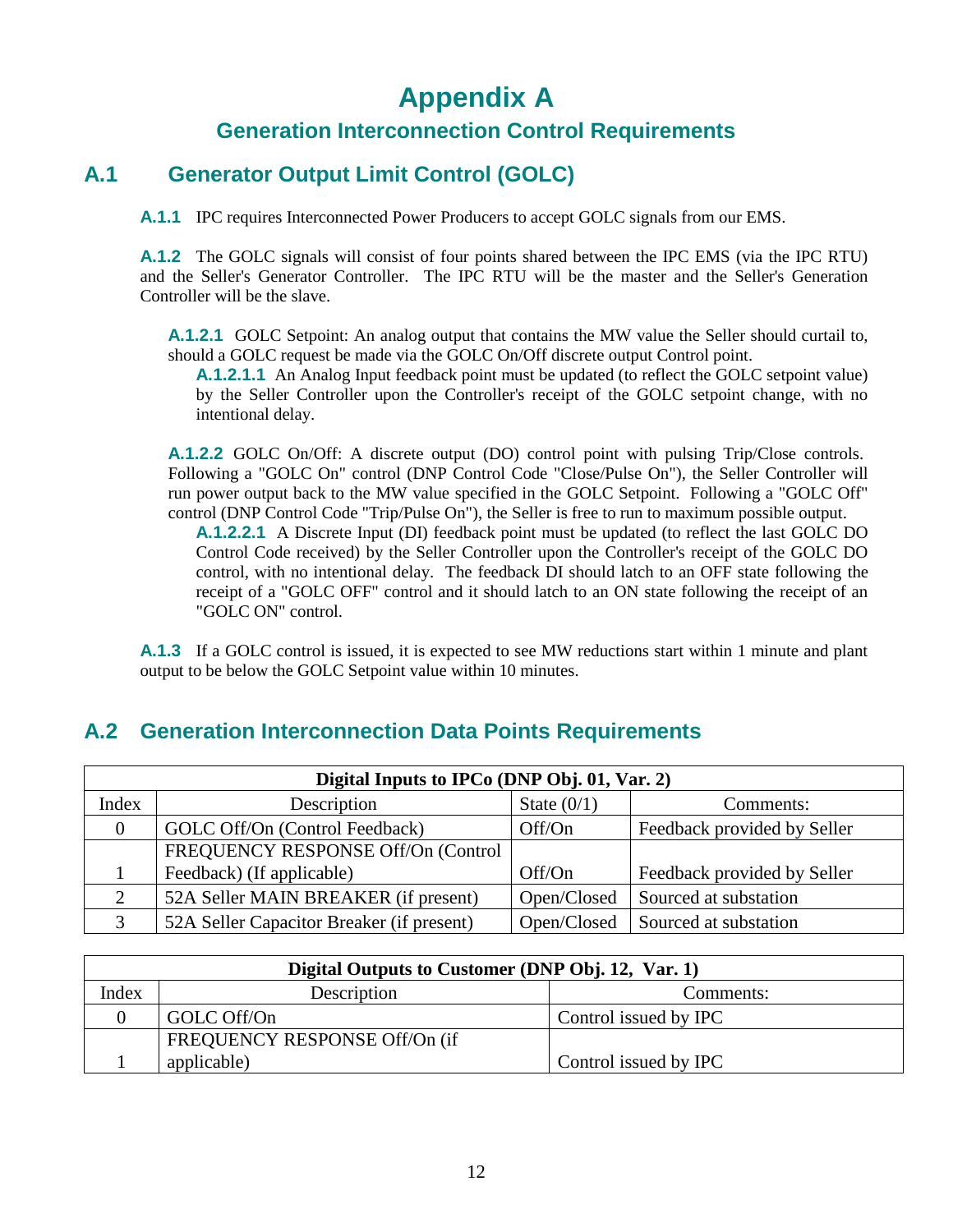# Appendix A

## Generation Interconnection Control Requirements

## A.1 Generator Output Limit Control (GOLC)

**A.1.1** IPC requires Interconnected Power Producers to accept GOLC signals from our EMS.

**A.1.2** The GOLC signals will consist of four points shared between the IPC EMS (via the IPC RTU) and the Seller's Generator Controller. The IPC RTU will be the master and the Seller's Generation Controller will be the slave.

**A.1.2.1** GOLC Setpoint: An analog output that contains the MW value the Seller should curtail to, should a GOLC request be made via the GOLC On/Off discrete output Control point.

**A.1.2.1.1** An Analog Input feedback point must be updated (to reflect the GOLC setpoint value) by the Seller Controller upon the Controller's receipt of the GOLC setpoint change, with no intentional delay.

**A.1.2.2** GOLC On/Off: A discrete output (DO) control point with pulsing Trip/Close controls. Following a "GOLC On" control (DNP Control Code "Close/Pulse On"), the Seller Controller will run power output back to the MW value specified in the GOLC Setpoint. Following a "GOLC Off" control (DNP Control Code "Trip/Pulse On"), the Seller is free to run to maximum possible output.

**A.1.2.2.1** A Discrete Input (DI) feedback point must be updated (to reflect the last GOLC DO Control Code received) by the Seller Controller upon the Controller's receipt of the GOLC DO control, with no intentional delay. The feedback DI should latch to an OFF state following the receipt of a "GOLC OFF" control and it should latch to an ON state following the receipt of an "GOLC ON" control.

**A.1.3** If a GOLC control is issued, it is expected to see MW reductions start within 1 minute and plant output to be below the GOLC Setpoint value within 10 minutes.

## A.2 Generation Interconnection Data Points Requirements

| Digital Inputs to IPCo (DNP Obj. 01, Var. 2) | | | |
|---|---|---|---|
| Index | Description | State (0/1) | Comments: |
| 0 | GOLC Off/On (Control Feedback) | Off/On | Feedback provided by Seller |
| 1 | FREQUENCY RESPONSE Off/On (Control Feedback) (If applicable) | Off/On | Feedback provided by Seller |
| 2 | 52A Seller MAIN BREAKER (if present) | Open/Closed | Sourced at substation |
| 3 | 52A Seller Capacitor Breaker (if present) | Open/Closed | Sourced at substation |

| Digital Outputs to Customer (DNP Obj. 12, Var. 1) | | |
|---|---|---|
| Index | Description | Comments: |
| 0 | GOLC Off/On | Control issued by IPC |
| 1 | FREQUENCY RESPONSE Off/On (if applicable) | Control issued by IPC |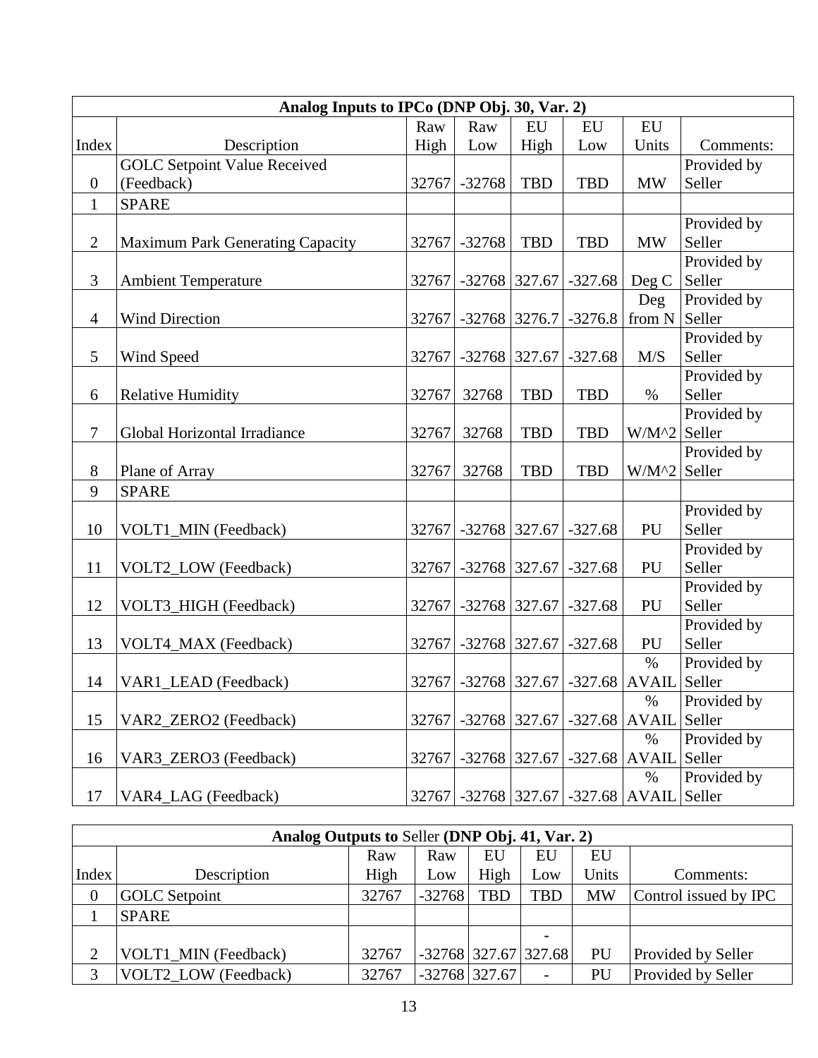| Analog Inputs to IPCo (DNP Obj. 30, Var. 2) | | | | | | | |
|---|---|---|---|---|---|---|---|
| Index | Description | Raw High | Raw Low | EU High | EU Low | EU Units | Comments: |
| 0 | GOLC Setpoint Value Received (Feedback) | 32767 | -32768 | TBD | TBD | MW | Provided by Seller |
| 1 | SPARE | | | | | | |
| 2 | Maximum Park Generating Capacity | 32767 | -32768 | TBD | TBD | MW | Provided by Seller |
| 3 | Ambient Temperature | 32767 | -32768 | 327.67 | -327.68 | Deg C | Provided by Seller |
| 4 | Wind Direction | 32767 | -32768 | 3276.7 | -3276.8 | Deg from N | Provided by Seller |
| 5 | Wind Speed | 32767 | -32768 | 327.67 | -327.68 | M/S | Provided by Seller |
| 6 | Relative Humidity | 32767 | 32768 | TBD | TBD | % | Provided by Seller |
| 7 | Global Horizontal Irradiance | 32767 | 32768 | TBD | TBD | W/M^2 | Provided by Seller |
| 8 | Plane of Array | 32767 | 32768 | TBD | TBD | W/M^2 | Provided by Seller |
| 9 | SPARE | | | | | | |
| 10 | VOLT1_MIN (Feedback) | 32767 | -32768 | 327.67 | -327.68 | PU | Provided by Seller |
| 11 | VOLT2_LOW (Feedback) | 32767 | -32768 | 327.67 | -327.68 | PU | Provided by Seller |
| 12 | VOLT3_HIGH (Feedback) | 32767 | -32768 | 327.67 | -327.68 | PU | Provided by Seller |
| 13 | VOLT4_MAX (Feedback) | 32767 | -32768 | 327.67 | -327.68 | PU | Provided by Seller |
| 14 | VAR1_LEAD (Feedback) | 32767 | -32768 | 327.67 | -327.68 | % AVAIL | Provided by Seller |
| 15 | VAR2_ZERO2 (Feedback) | 32767 | -32768 | 327.67 | -327.68 | % AVAIL | Provided by Seller |
| 16 | VAR3_ZERO3 (Feedback) | 32767 | -32768 | 327.67 | -327.68 | % AVAIL | Provided by Seller |
| 17 | VAR4_LAG (Feedback) | 32767 | -32768 | 327.67 | -327.68 | % AVAIL | Provided by Seller |

| **Analog Outputs to** Seller **(DNP Obj. 41, Var. 2)** | | | | | | | |
|---|---|---|---|---|---|---|---|
| Index | Description | Raw High | Raw Low | EU High | EU Low | EU Units | Comments: |
| 0 | GOLC Setpoint | 32767 | -32768 | TBD | TBD | MW | Control issued by IPC |
| 1 | SPARE | | | | | | |
| 2 | VOLT1_MIN (Feedback) | 32767 | -32768 | 327.67 | -327.68 | PU | Provided by Seller |
| 3 | VOLT2_LOW (Feedback) | 32767 | -32768 | 327.67 | - | PU | Provided by Seller |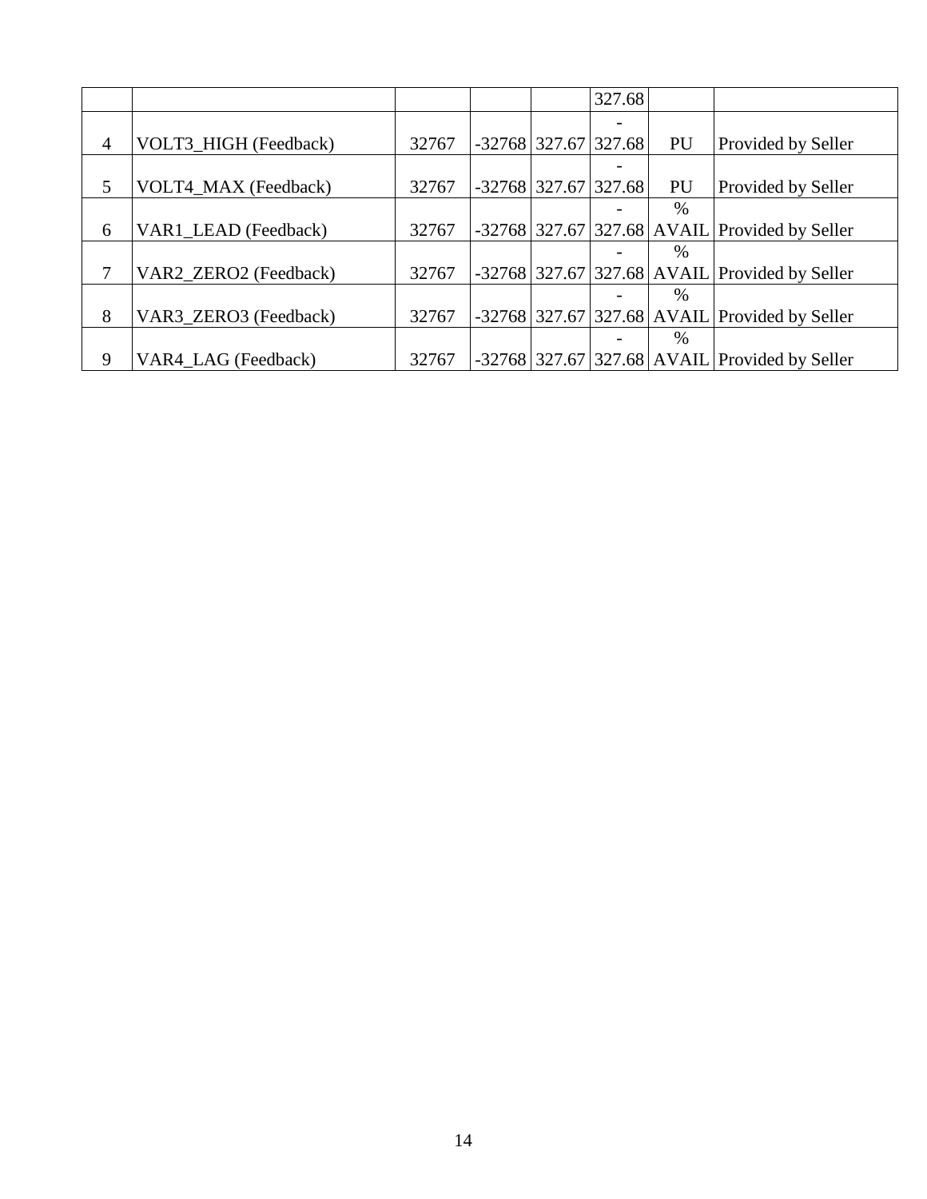|  |  |  |  |  | 327.68 |  |  |
|---|---|---|---|---|---|---|---|
| 4 | VOLT3_HIGH (Feedback) | 32767 | -32768 | 327.67 | -327.68 | PU | Provided by Seller |
| 5 | VOLT4_MAX (Feedback) | 32767 | -32768 | 327.67 | -327.68 | PU | Provided by Seller |
| 6 | VAR1_LEAD (Feedback) | 32767 | -32768 | 327.67 | -327.68 | % AVAIL | Provided by Seller |
| 7 | VAR2_ZERO2 (Feedback) | 32767 | -32768 | 327.67 | -327.68 | % AVAIL | Provided by Seller |
| 8 | VAR3_ZERO3 (Feedback) | 32767 | -32768 | 327.67 | -327.68 | % AVAIL | Provided by Seller |
| 9 | VAR4_LAG (Feedback) | 32767 | -32768 | 327.67 | -327.68 | % AVAIL | Provided by Seller |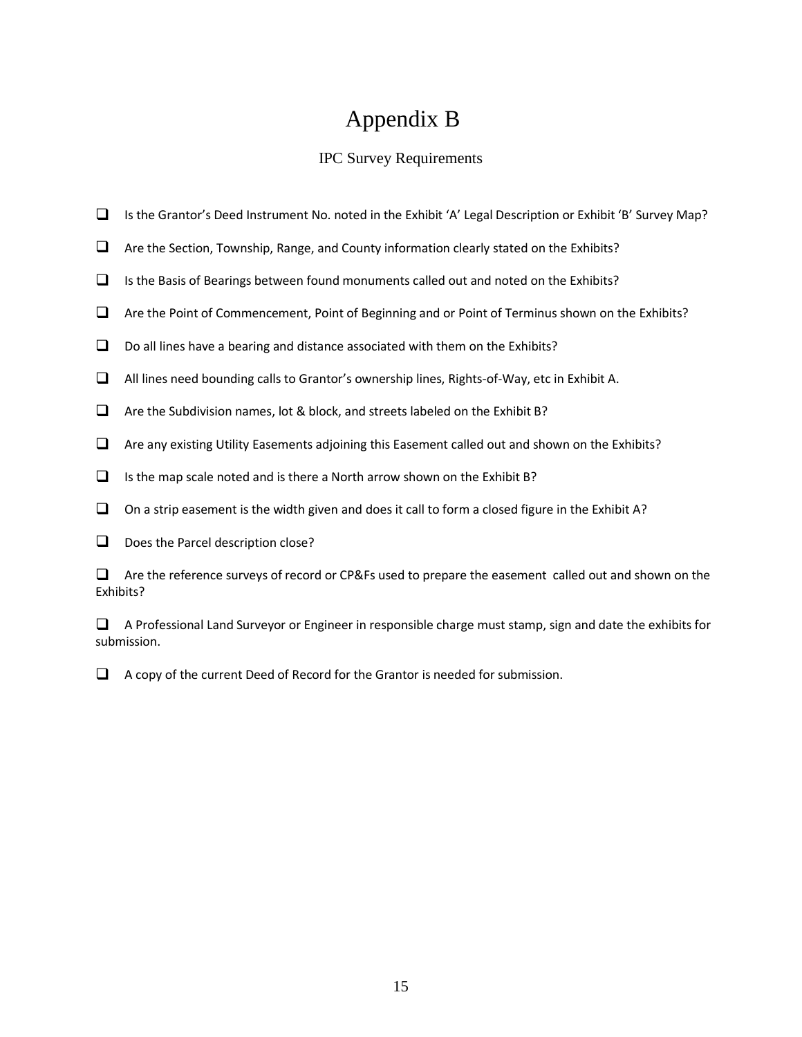# Appendix B

## IPC Survey Requirements

- ☐ Is the Grantor's Deed Instrument No. noted in the Exhibit 'A' Legal Description or Exhibit 'B' Survey Map?
- ☐ Are the Section, Township, Range, and County information clearly stated on the Exhibits?
- ☐ Is the Basis of Bearings between found monuments called out and noted on the Exhibits?
- ☐ Are the Point of Commencement, Point of Beginning and or Point of Terminus shown on the Exhibits?
- ☐ Do all lines have a bearing and distance associated with them on the Exhibits?
- ☐ All lines need bounding calls to Grantor's ownership lines, Rights-of-Way, etc in Exhibit A.
- ☐ Are the Subdivision names, lot & block, and streets labeled on the Exhibit B?
- ☐ Are any existing Utility Easements adjoining this Easement called out and shown on the Exhibits?
- ☐ Is the map scale noted and is there a North arrow shown on the Exhibit B?
- ☐ On a strip easement is the width given and does it call to form a closed figure in the Exhibit A?
- ☐ Does the Parcel description close?
- ☐ Are the reference surveys of record or CP&Fs used to prepare the easement called out and shown on the Exhibits?
- ☐ A Professional Land Surveyor or Engineer in responsible charge must stamp, sign and date the exhibits for submission.
- ☐ A copy of the current Deed of Record for the Grantor is needed for submission.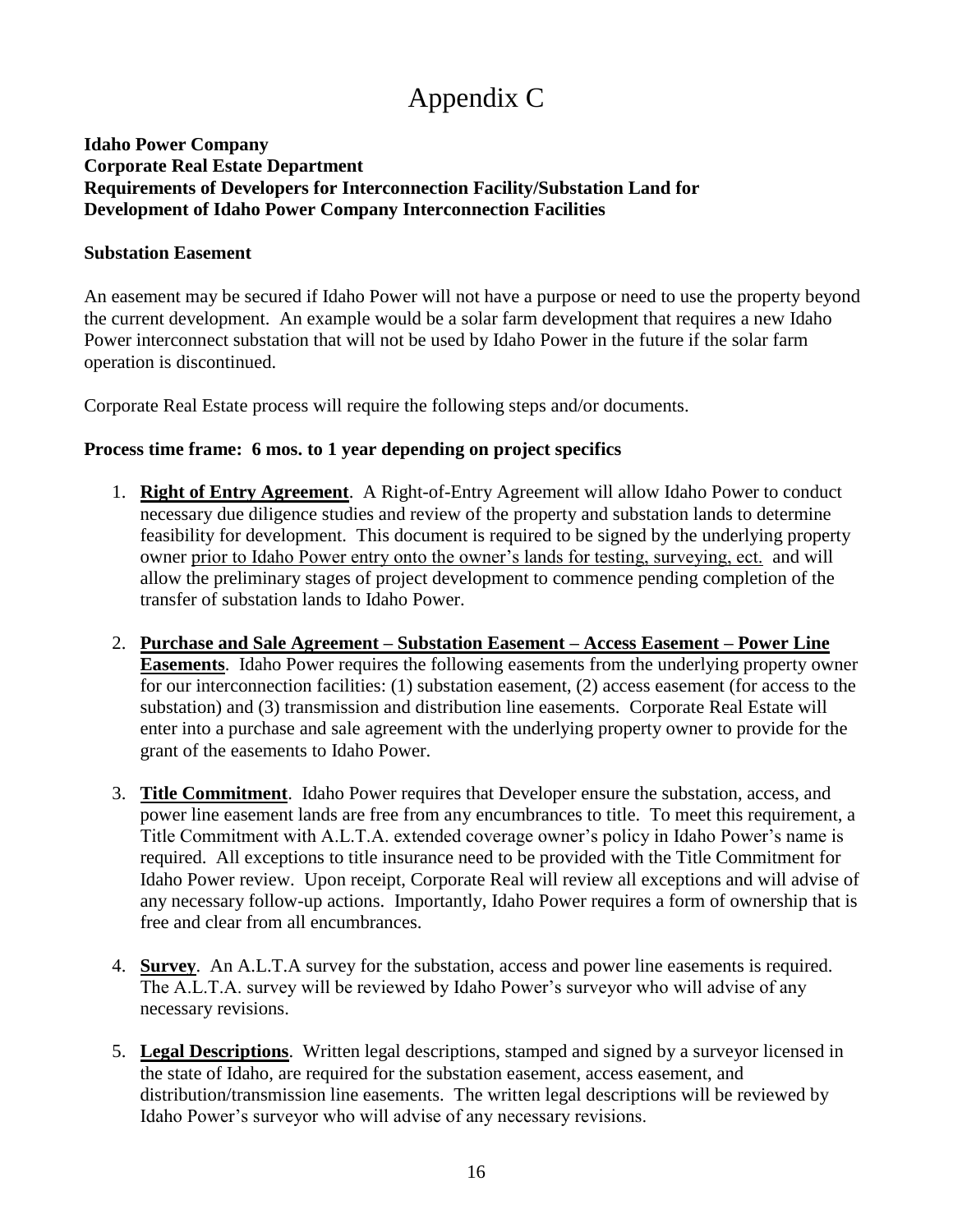# Appendix C

**Idaho Power Company**
**Corporate Real Estate Department**
**Requirements of Developers for Interconnection Facility/Substation Land for Development of Idaho Power Company Interconnection Facilities**

**Substation Easement**

An easement may be secured if Idaho Power will not have a purpose or need to use the property beyond the current development. An example would be a solar farm development that requires a new Idaho Power interconnect substation that will not be used by Idaho Power in the future if the solar farm operation is discontinued.

Corporate Real Estate process will require the following steps and/or documents.

**Process time frame: 6 mos. to 1 year depending on project specifics**

1. **<u>Right of Entry Agreement</u>**. A Right-of-Entry Agreement will allow Idaho Power to conduct necessary due diligence studies and review of the property and substation lands to determine feasibility for development. This document is required to be signed by the underlying property owner <u>prior to Idaho Power entry onto the owner's lands for testing, surveying, ect.</u> and will allow the preliminary stages of project development to commence pending completion of the transfer of substation lands to Idaho Power.

2. **<u>Purchase and Sale Agreement – Substation Easement – Access Easement – Power Line Easements</u>**. Idaho Power requires the following easements from the underlying property owner for our interconnection facilities: (1) substation easement, (2) access easement (for access to the substation) and (3) transmission and distribution line easements. Corporate Real Estate will enter into a purchase and sale agreement with the underlying property owner to provide for the grant of the easements to Idaho Power.

3. **<u>Title Commitment</u>**. Idaho Power requires that Developer ensure the substation, access, and power line easement lands are free from any encumbrances to title. To meet this requirement, a Title Commitment with A.L.T.A. extended coverage owner's policy in Idaho Power's name is required. All exceptions to title insurance need to be provided with the Title Commitment for Idaho Power review. Upon receipt, Corporate Real will review all exceptions and will advise of any necessary follow-up actions. Importantly, Idaho Power requires a form of ownership that is free and clear from all encumbrances.

4. **<u>Survey</u>**. An A.L.T.A survey for the substation, access and power line easements is required. The A.L.T.A. survey will be reviewed by Idaho Power's surveyor who will advise of any necessary revisions.

5. **<u>Legal Descriptions</u>**. Written legal descriptions, stamped and signed by a surveyor licensed in the state of Idaho, are required for the substation easement, access easement, and distribution/transmission line easements. The written legal descriptions will be reviewed by Idaho Power's surveyor who will advise of any necessary revisions.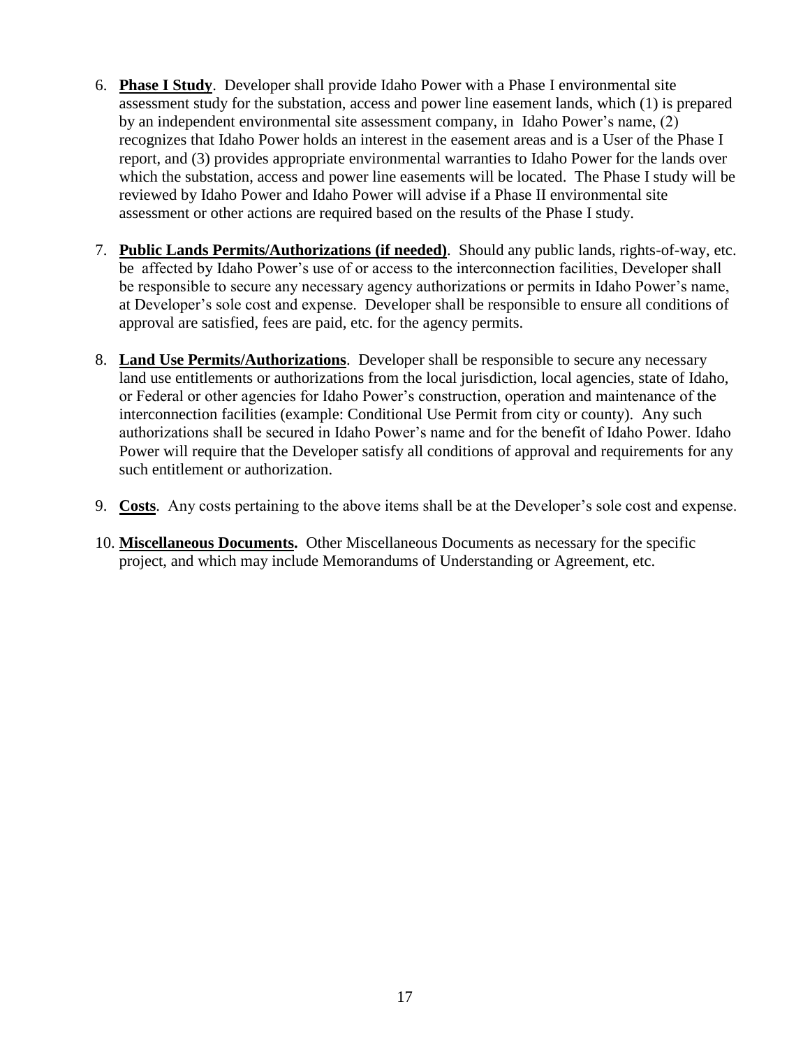6. **Phase I Study**. Developer shall provide Idaho Power with a Phase I environmental site assessment study for the substation, access and power line easement lands, which (1) is prepared by an independent environmental site assessment company, in Idaho Power's name, (2) recognizes that Idaho Power holds an interest in the easement areas and is a User of the Phase I report, and (3) provides appropriate environmental warranties to Idaho Power for the lands over which the substation, access and power line easements will be located. The Phase I study will be reviewed by Idaho Power and Idaho Power will advise if a Phase II environmental site assessment or other actions are required based on the results of the Phase I study.

7. **Public Lands Permits/Authorizations (if needed)**. Should any public lands, rights-of-way, etc. be affected by Idaho Power's use of or access to the interconnection facilities, Developer shall be responsible to secure any necessary agency authorizations or permits in Idaho Power's name, at Developer's sole cost and expense. Developer shall be responsible to ensure all conditions of approval are satisfied, fees are paid, etc. for the agency permits.

8. **Land Use Permits/Authorizations**. Developer shall be responsible to secure any necessary land use entitlements or authorizations from the local jurisdiction, local agencies, state of Idaho, or Federal or other agencies for Idaho Power's construction, operation and maintenance of the interconnection facilities (example: Conditional Use Permit from city or county). Any such authorizations shall be secured in Idaho Power's name and for the benefit of Idaho Power. Idaho Power will require that the Developer satisfy all conditions of approval and requirements for any such entitlement or authorization.

9. **Costs**. Any costs pertaining to the above items shall be at the Developer's sole cost and expense.

10. **Miscellaneous Documents.** Other Miscellaneous Documents as necessary for the specific project, and which may include Memorandums of Understanding or Agreement, etc.